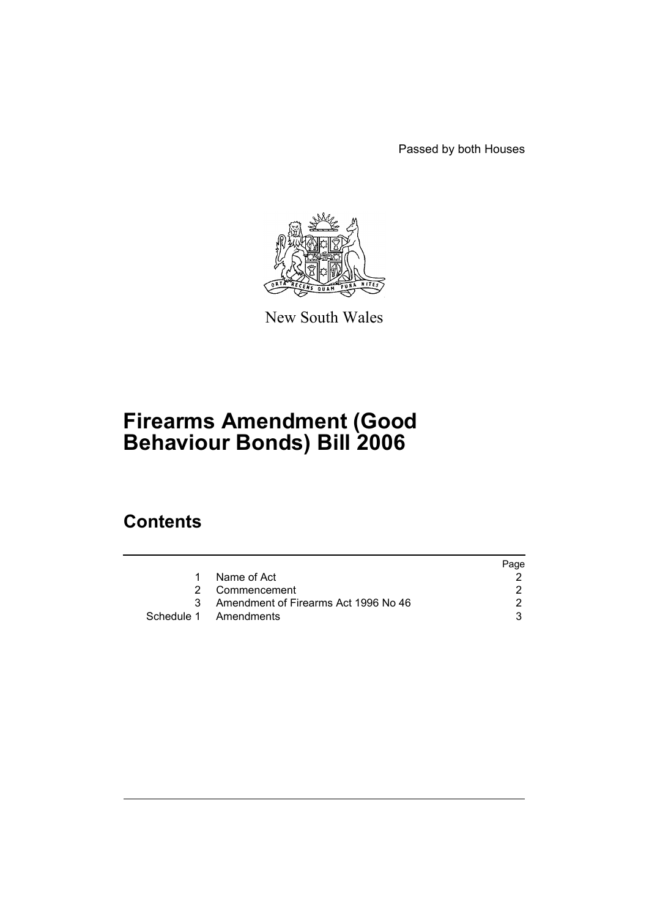Passed by both Houses

New South Wales

# Firearms Amendment (Good Behaviour Bonds) Bill 2006

## Contents

| | | Page |
|---|---|---|
| 1 | Name of Act | 2 |
| 2 | Commencement | 2 |
| 3 | Amendment of Firearms Act 1996 No 46 | 2 |
| Schedule 1 | Amendments | 3 |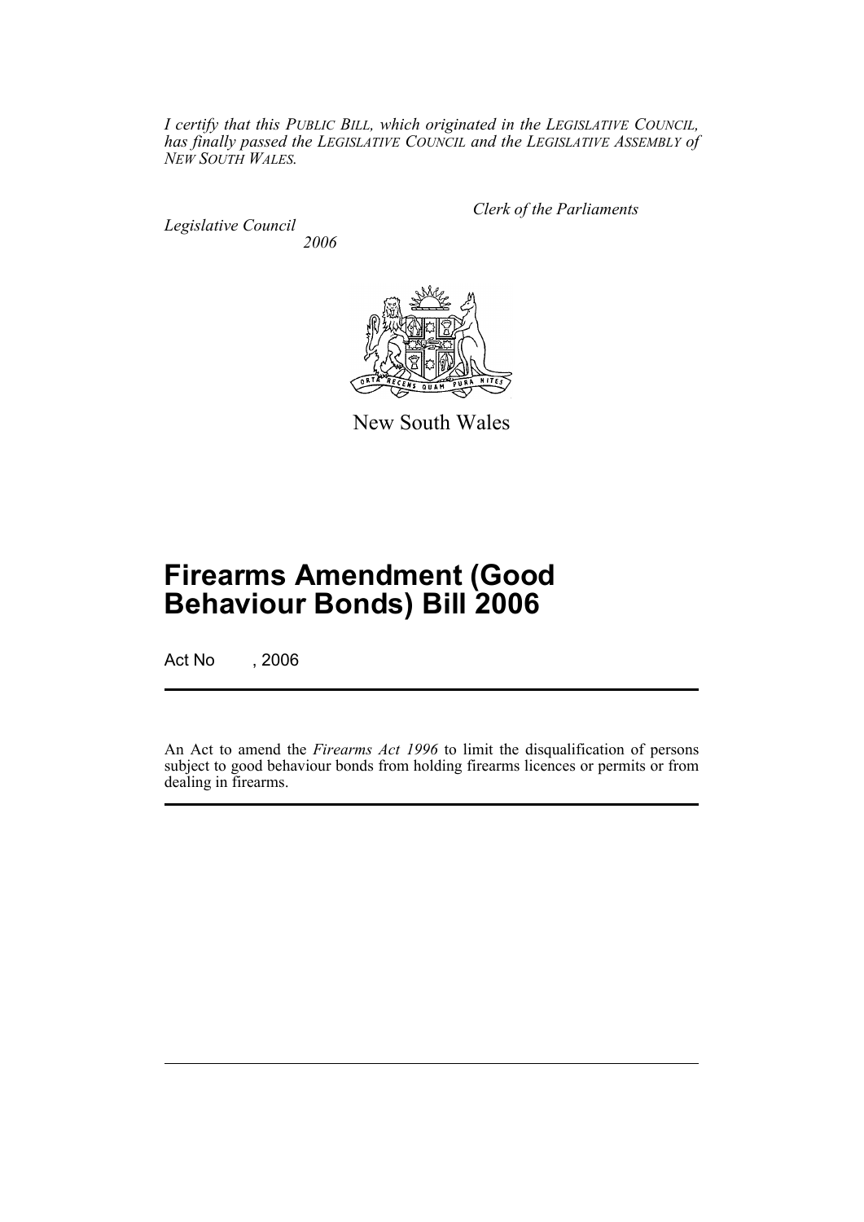*I certify that this PUBLIC BILL, which originated in the LEGISLATIVE COUNCIL, has finally passed the LEGISLATIVE COUNCIL and the LEGISLATIVE ASSEMBLY of NEW SOUTH WALES.*

*Clerk of the Parliaments*

*Legislative Council*
*2006*

New South Wales

# Firearms Amendment (Good Behaviour Bonds) Bill 2006

Act No , 2006

An Act to amend the *Firearms Act 1996* to limit the disqualification of persons subject to good behaviour bonds from holding firearms licences or permits or from dealing in firearms.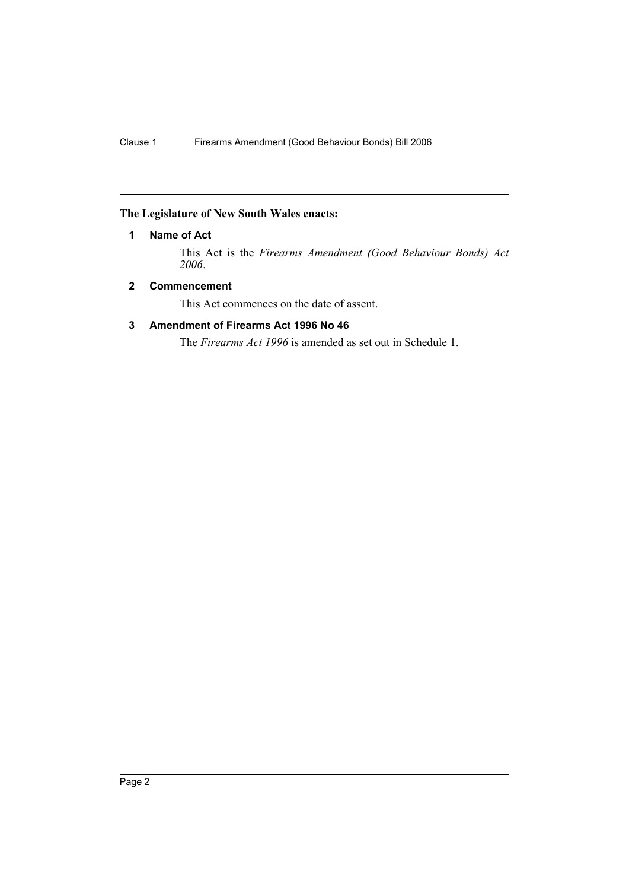**The Legislature of New South Wales enacts:**

### 1 Name of Act

This Act is the *Firearms Amendment (Good Behaviour Bonds) Act 2006*.

### 2 Commencement

This Act commences on the date of assent.

### 3 Amendment of Firearms Act 1996 No 46

The *Firearms Act 1996* is amended as set out in Schedule 1.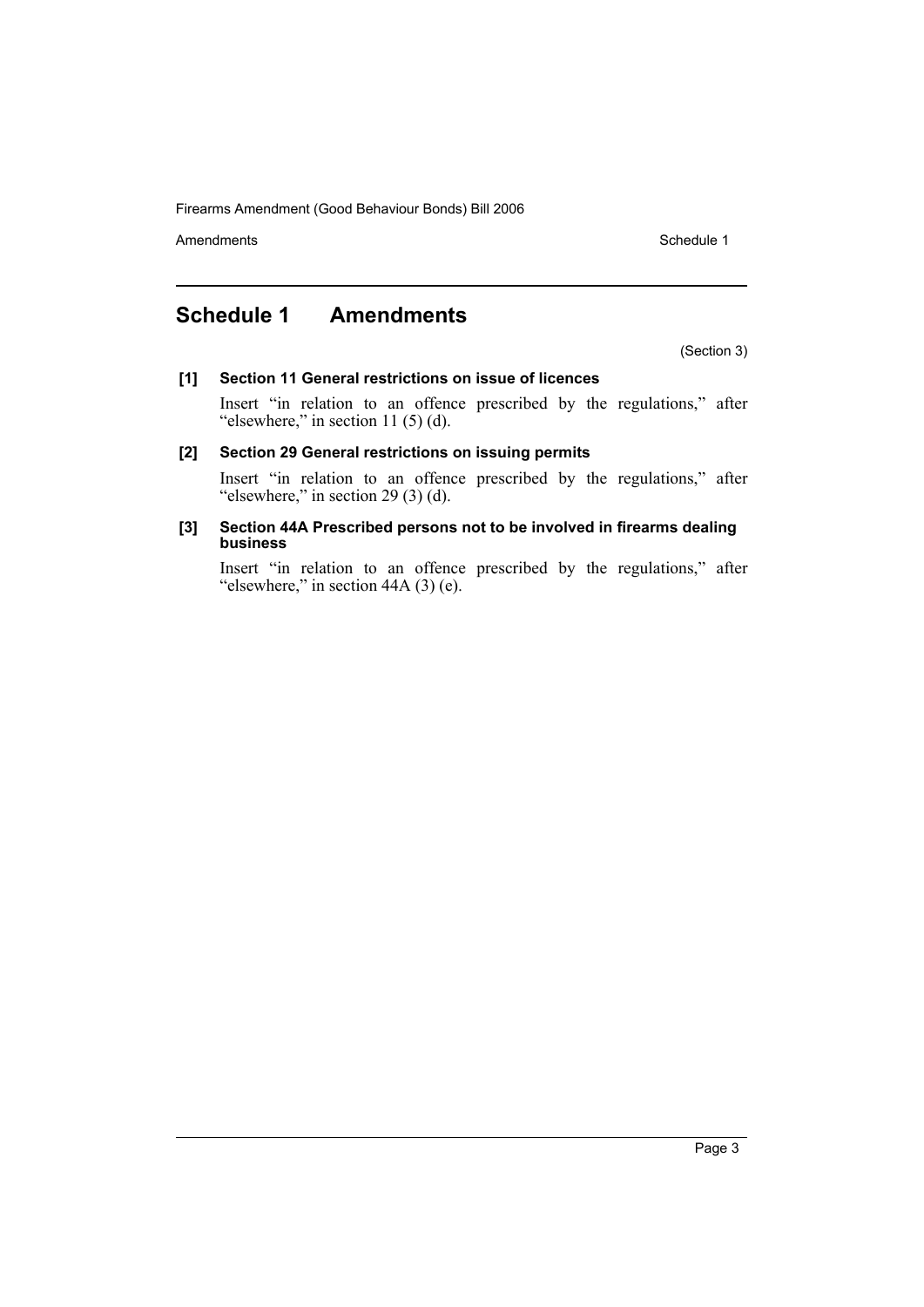# Schedule 1 Amendments

(Section 3)

**[1] Section 11 General restrictions on issue of licences**

Insert "in relation to an offence prescribed by the regulations," after "elsewhere," in section 11 (5) (d).

**[2] Section 29 General restrictions on issuing permits**

Insert "in relation to an offence prescribed by the regulations," after "elsewhere," in section 29 (3) (d).

**[3] Section 44A Prescribed persons not to be involved in firearms dealing business**

Insert "in relation to an offence prescribed by the regulations," after "elsewhere," in section 44A (3) (e).